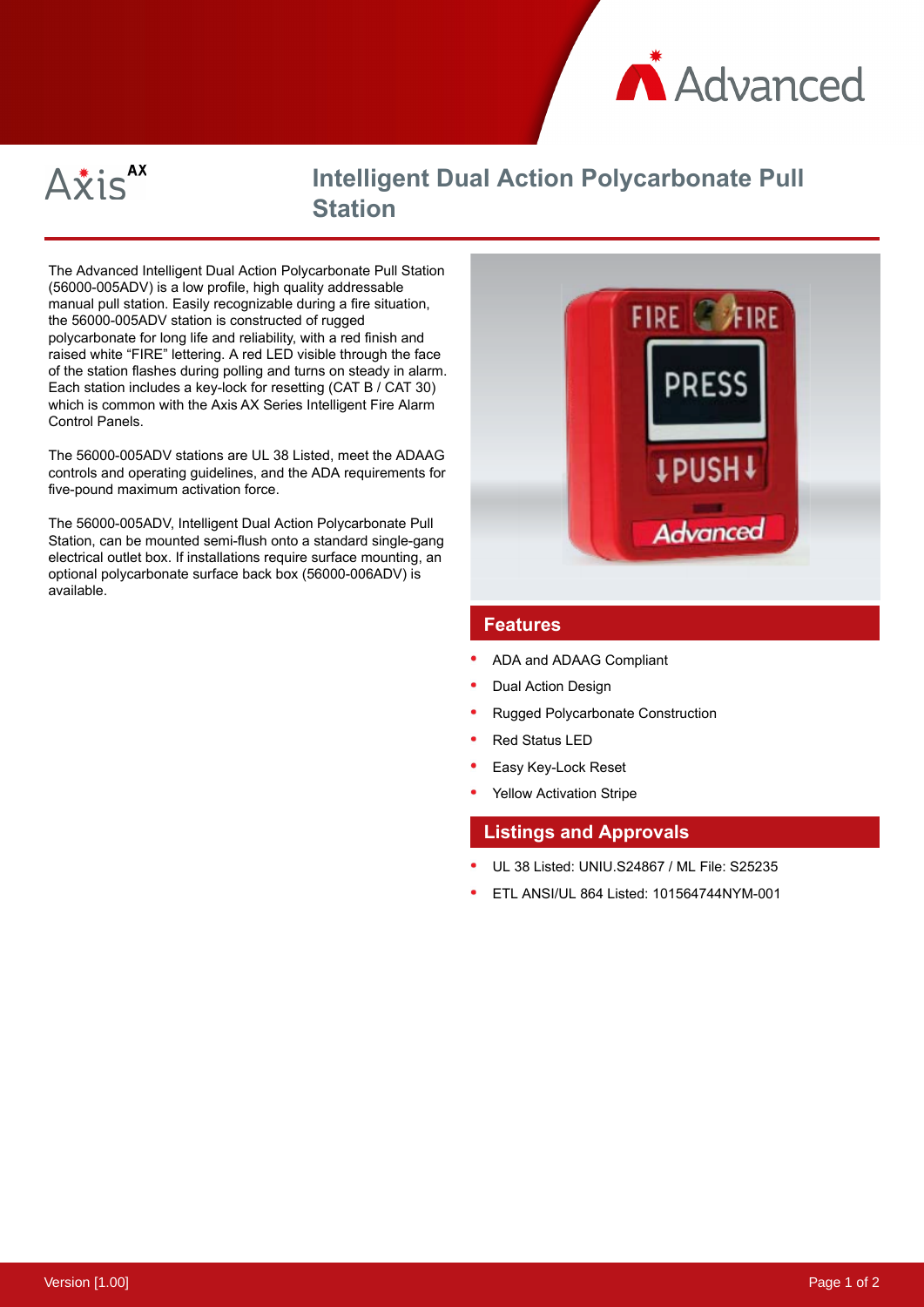# Intelligent Dual Action Polycarbonate Pull Station

The Advanced Intelligent Dual Action Polycarbonate Pull Station (56000-005ADV) is a low profile, high quality addressable manual pull station. Easily recognizable during a fire situation, the 56000-005ADV station is constructed of rugged polycarbonate for long life and reliability, with a red finish and raised white “FIRE” lettering. A red LED visible through the face of the station flashes during polling and turns on steady in alarm. Each station includes a key-lock for resetting (CAT B / CAT 30) which is common with the Axis AX Series Intelligent Fire Alarm Control Panels.

The 56000-005ADV stations are UL 38 Listed, meet the ADAAG controls and operating guidelines, and the ADA requirements for five-pound maximum activation force.

The 56000-005ADV, Intelligent Dual Action Polycarbonate Pull Station, can be mounted semi-flush onto a standard single-gang electrical outlet box. If installations require surface mounting, an optional polycarbonate surface back box (56000-006ADV) is available.

## Features

- ADA and ADAAG Compliant
- Dual Action Design
- Rugged Polycarbonate Construction
- Red Status LED
- Easy Key-Lock Reset
- Yellow Activation Stripe

## Listings and Approvals

- UL 38 Listed: UNIU.S24867 / ML File: S25235
- ETL ANSI/UL 864 Listed: 101564744NYM-001

Version [1.00]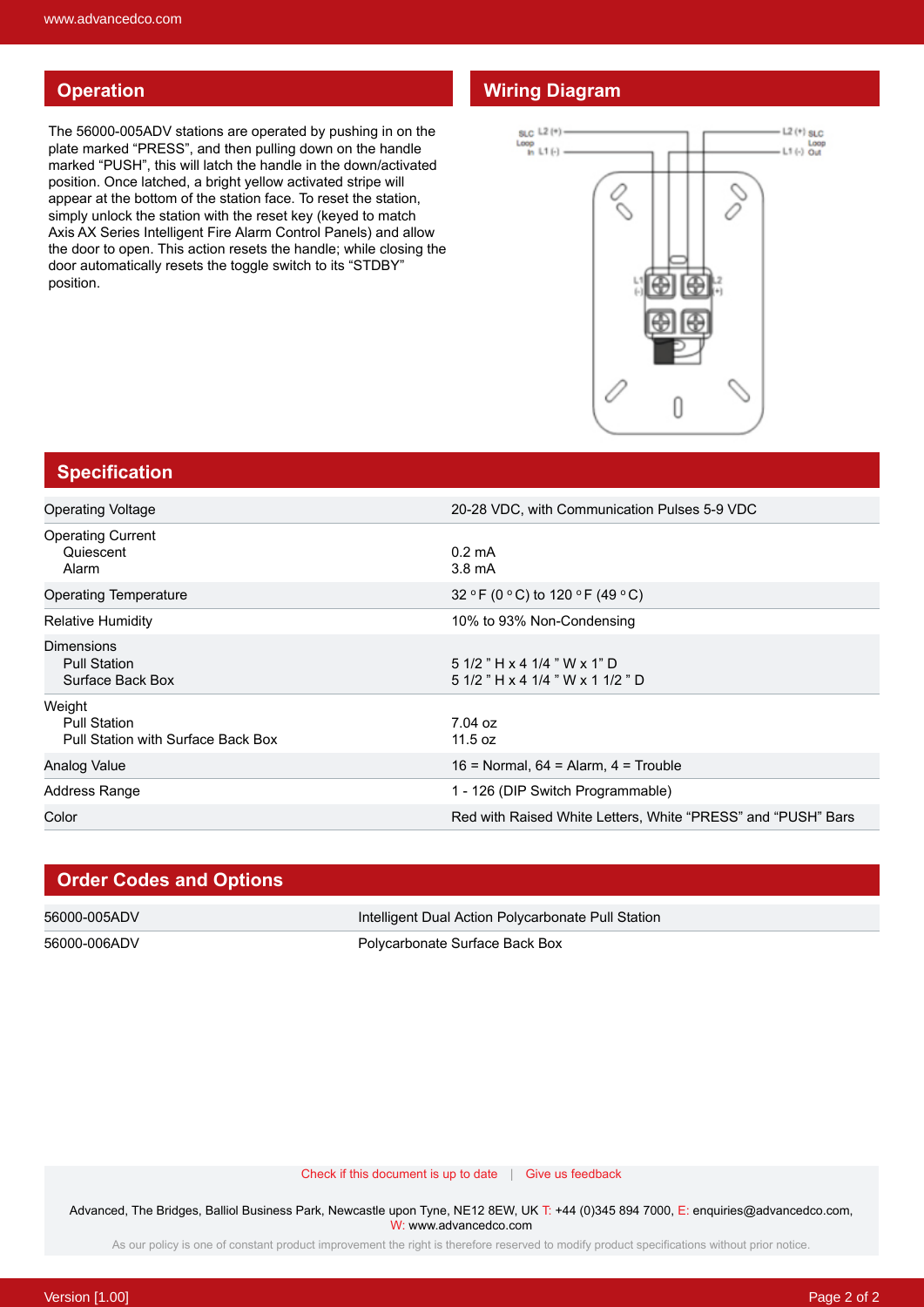## Operation

The 56000-005ADV stations are operated by pushing in on the plate marked “PRESS”, and then pulling down on the handle marked “PUSH”, this will latch the handle in the down/activated position. Once latched, a bright yellow activated stripe will appear at the bottom of the station face. To reset the station, simply unlock the station with the reset key (keyed to match Axis AX Series Intelligent Fire Alarm Control Panels) and allow the door to open. This action resets the handle; while closing the door automatically resets the toggle switch to its “STDBY” position.

## Wiring Diagram

SLC Loop In L2 (+) L1 (-)

L2 (+) L1 (-) SLC Loop Out

L1 (-) L2 (+)

## Specification

| | |
|---|---|
| Operating Voltage | 20-28 VDC, with Communication Pulses 5-9 VDC |
| Operating Current | |
| Quiescent | 0.2 mA |
| Alarm | 3.8 mA |
| Operating Temperature | 32 °F (0 °C) to 120 °F (49 °C) |
| Relative Humidity | 10% to 93% Non-Condensing |
| Dimensions | |
| Pull Station | 5 1/2 " H x 4 1/4 " W x 1" D |
| Surface Back Box | 5 1/2 " H x 4 1/4 " W x 1 1/2 " D |
| Weight | |
| Pull Station | 7.04 oz |
| Pull Station with Surface Back Box | 11.5 oz |
| Analog Value | 16 = Normal, 64 = Alarm, 4 = Trouble |
| Address Range | 1 - 126 (DIP Switch Programmable) |
| Color | Red with Raised White Letters, White “PRESS” and “PUSH” Bars |

## Order Codes and Options

| | |
|---|---|
| 56000-005ADV | Intelligent Dual Action Polycarbonate Pull Station |
| 56000-006ADV | Polycarbonate Surface Back Box |

Check if this document is up to date | Give us feedback

Advanced, The Bridges, Balliol Business Park, Newcastle upon Tyne, NE12 8EW, UK T: +44 (0)345 894 7000, E: enquiries@advancedco.com, W: www.advancedco.com

As our policy is one of constant product improvement the right is therefore reserved to modify product specifications without prior notice.

Version [1.00]